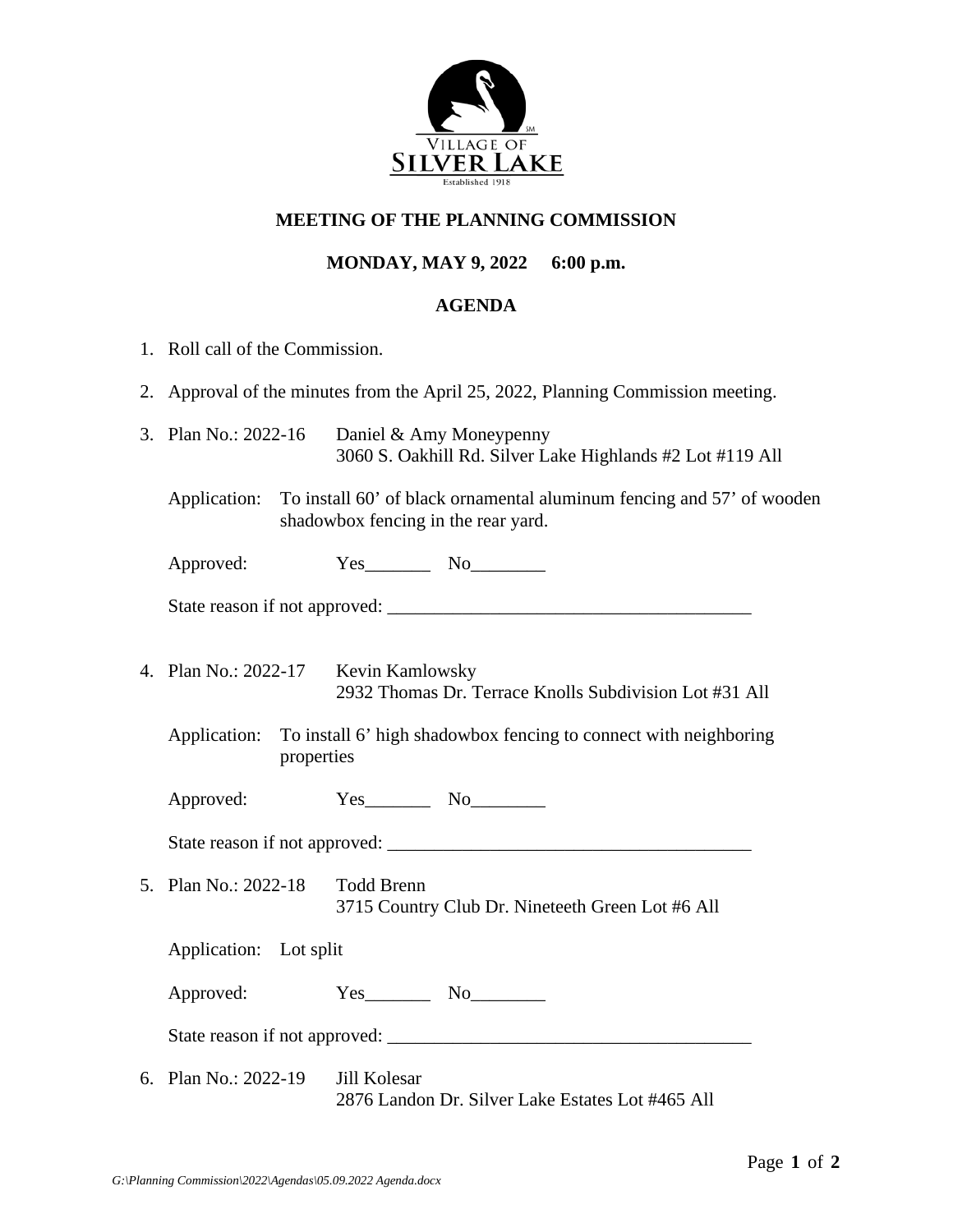VILLAGE OF
SILVER LAKE
Established 1918

## MEETING OF THE PLANNING COMMISSION

### MONDAY, MAY 9, 2022 6:00 p.m.

### AGENDA

1. Roll call of the Commission.

2. Approval of the minutes from the April 25, 2022, Planning Commission meeting.

3. Plan No.: 2022-16 Daniel & Amy Moneypenny
   3060 S. Oakhill Rd. Silver Lake Highlands #2 Lot #119 All

   Application: To install 60' of black ornamental aluminum fencing and 57' of wooden shadowbox fencing in the rear yard.

   Approved: Yes_______ No________

   State reason if not approved: _______________________________________

4. Plan No.: 2022-17 Kevin Kamlowsky
   2932 Thomas Dr. Terrace Knolls Subdivision Lot #31 All

   Application: To install 6' high shadowbox fencing to connect with neighboring properties

   Approved: Yes_______ No________

   State reason if not approved: _______________________________________

5. Plan No.: 2022-18 Todd Brenn
   3715 Country Club Dr. Nineteeth Green Lot #6 All

   Application: Lot split

   Approved: Yes_______ No________

   State reason if not approved: _______________________________________

6. Plan No.: 2022-19 Jill Kolesar
   2876 Landon Dr. Silver Lake Estates Lot #465 All

*G:\Planning Commission\2022\Agendas\05.09.2022 Agenda.docx*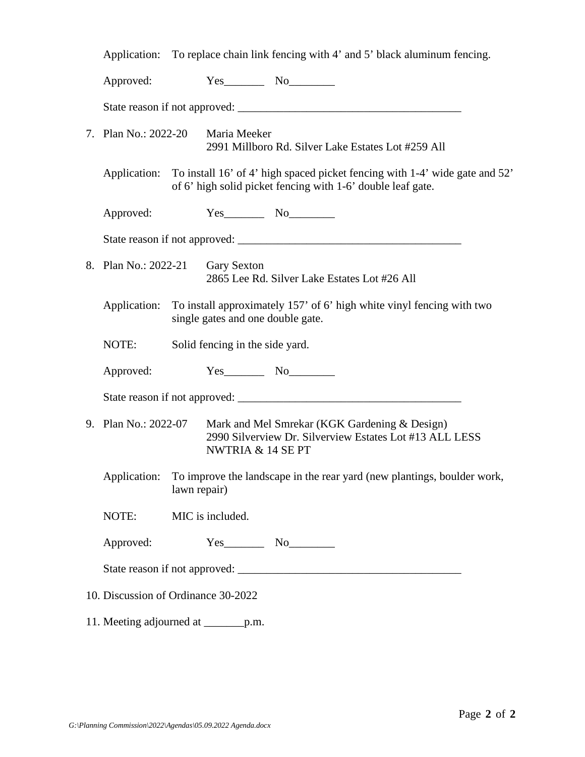Application: To replace chain link fencing with 4' and 5' black aluminum fencing.

Approved: Yes_______ No________

State reason if not approved: _______________________________________

7. Plan No.: 2022-20 Maria Meeker
   2991 Millboro Rd. Silver Lake Estates Lot #259 All

   Application: To install 16' of 4' high spaced picket fencing with 1-4' wide gate and 52' of 6' high solid picket fencing with 1-6' double leaf gate.

   Approved: Yes_______ No________

   State reason if not approved: _______________________________________

8. Plan No.: 2022-21 Gary Sexton
   2865 Lee Rd. Silver Lake Estates Lot #26 All

   Application: To install approximately 157' of 6' high white vinyl fencing with two single gates and one double gate.

   NOTE: Solid fencing in the side yard.

   Approved: Yes_______ No________

   State reason if not approved: _______________________________________

9. Plan No.: 2022-07 Mark and Mel Smrekar (KGK Gardening & Design)
   2990 Silverview Dr. Silverview Estates Lot #13 ALL LESS NWTRIA & 14 SE PT

   Application: To improve the landscape in the rear yard (new plantings, boulder work, lawn repair)

   NOTE: MIC is included.

   Approved: Yes_______ No________

   State reason if not approved: _______________________________________

10. Discussion of Ordinance 30-2022

11. Meeting adjourned at _______p.m.

*G:\Planning Commission\2022\Agendas\05.09.2022 Agenda.docx*